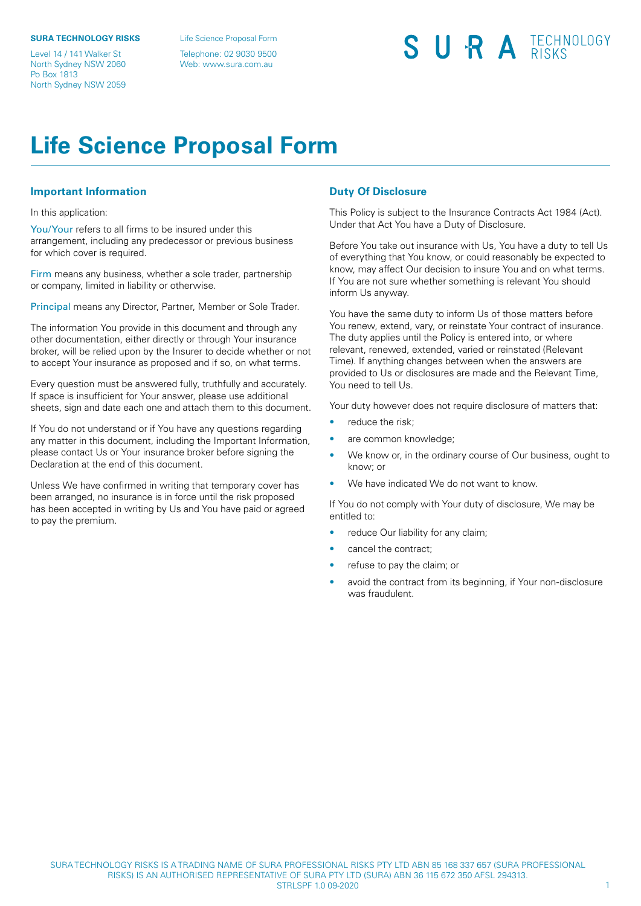**SURA TECHNOLOGY RISKS**

Level 14 / 141 Walker St
North Sydney NSW 2060
Po Box 1813
North Sydney NSW 2059

Life Science Proposal Form

Telephone: 02 9030 9500
Web: www.sura.com.au

SURA TECHNOLOGY RISKS

# Life Science Proposal Form

## Important Information

In this application:

You/Your refers to all firms to be insured under this arrangement, including any predecessor or previous business for which cover is required.

Firm means any business, whether a sole trader, partnership or company, limited in liability or otherwise.

Principal means any Director, Partner, Member or Sole Trader.

The information You provide in this document and through any other documentation, either directly or through Your insurance broker, will be relied upon by the Insurer to decide whether or not to accept Your insurance as proposed and if so, on what terms.

Every question must be answered fully, truthfully and accurately. If space is insufficient for Your answer, please use additional sheets, sign and date each one and attach them to this document.

If You do not understand or if You have any questions regarding any matter in this document, including the Important Information, please contact Us or Your insurance broker before signing the Declaration at the end of this document.

Unless We have confirmed in writing that temporary cover has been arranged, no insurance is in force until the risk proposed has been accepted in writing by Us and You have paid or agreed to pay the premium.

## Duty Of Disclosure

This Policy is subject to the Insurance Contracts Act 1984 (Act). Under that Act You have a Duty of Disclosure.

Before You take out insurance with Us, You have a duty to tell Us of everything that You know, or could reasonably be expected to know, may affect Our decision to insure You and on what terms. If You are not sure whether something is relevant You should inform Us anyway.

You have the same duty to inform Us of those matters before You renew, extend, vary, or reinstate Your contract of insurance. The duty applies until the Policy is entered into, or where relevant, renewed, extended, varied or reinstated (Relevant Time). If anything changes between when the answers are provided to Us or disclosures are made and the Relevant Time, You need to tell Us.

Your duty however does not require disclosure of matters that:

- reduce the risk;
- are common knowledge;
- We know or, in the ordinary course of Our business, ought to know; or
- We have indicated We do not want to know.

If You do not comply with Your duty of disclosure, We may be entitled to:

- reduce Our liability for any claim;
- cancel the contract;
- refuse to pay the claim; or
- avoid the contract from its beginning, if Your non-disclosure was fraudulent.

SURA TECHNOLOGY RISKS IS A TRADING NAME OF SURA PROFESSIONAL RISKS PTY LTD ABN 85 168 337 657 (SURA PROFESSIONAL RISKS) IS AN AUTHORISED REPRESENTATIVE OF SURA PTY LTD (SURA) ABN 36 115 672 350 AFSL 294313.
STRLSPF 1.0 09-2020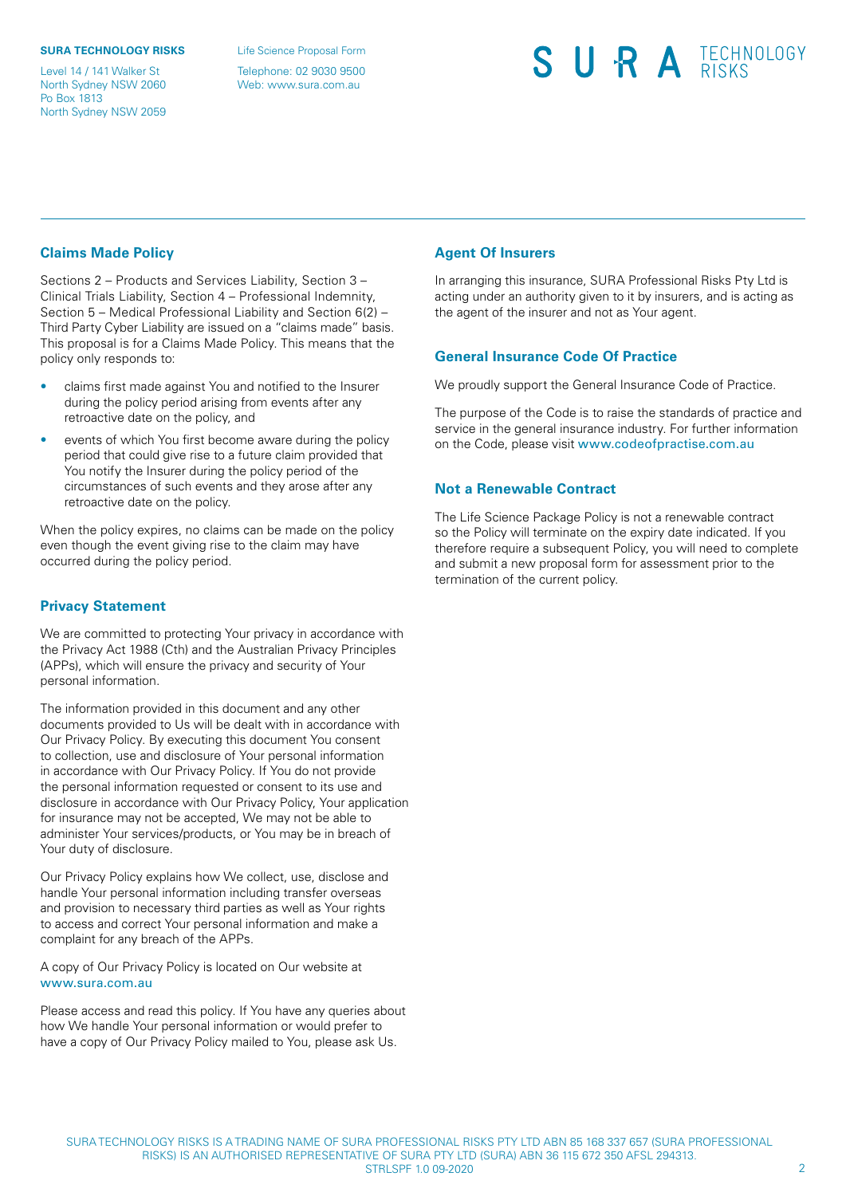## Claims Made Policy

Sections 2 – Products and Services Liability, Section 3 – Clinical Trials Liability, Section 4 – Professional Indemnity, Section 5 – Medical Professional Liability and Section 6(2) – Third Party Cyber Liability are issued on a "claims made" basis. This proposal is for a Claims Made Policy. This means that the policy only responds to:

- claims first made against You and notified to the Insurer during the policy period arising from events after any retroactive date on the policy, and
- events of which You first become aware during the policy period that could give rise to a future claim provided that You notify the Insurer during the policy period of the circumstances of such events and they arose after any retroactive date on the policy.

When the policy expires, no claims can be made on the policy even though the event giving rise to the claim may have occurred during the policy period.

## Privacy Statement

We are committed to protecting Your privacy in accordance with the Privacy Act 1988 (Cth) and the Australian Privacy Principles (APPs), which will ensure the privacy and security of Your personal information.

The information provided in this document and any other documents provided to Us will be dealt with in accordance with Our Privacy Policy. By executing this document You consent to collection, use and disclosure of Your personal information in accordance with Our Privacy Policy. If You do not provide the personal information requested or consent to its use and disclosure in accordance with Our Privacy Policy, Your application for insurance may not be accepted, We may not be able to administer Your services/products, or You may be in breach of Your duty of disclosure.

Our Privacy Policy explains how We collect, use, disclose and handle Your personal information including transfer overseas and provision to necessary third parties as well as Your rights to access and correct Your personal information and make a complaint for any breach of the APPs.

A copy of Our Privacy Policy is located on Our website at www.sura.com.au

Please access and read this policy. If You have any queries about how We handle Your personal information or would prefer to have a copy of Our Privacy Policy mailed to You, please ask Us.

## Agent Of Insurers

In arranging this insurance, SURA Professional Risks Pty Ltd is acting under an authority given to it by insurers, and is acting as the agent of the insurer and not as Your agent.

## General Insurance Code Of Practice

We proudly support the General Insurance Code of Practice.

The purpose of the Code is to raise the standards of practice and service in the general insurance industry. For further information on the Code, please visit www.codeofpractise.com.au

## Not a Renewable Contract

The Life Science Package Policy is not a renewable contract so the Policy will terminate on the expiry date indicated. If you therefore require a subsequent Policy, you will need to complete and submit a new proposal form for assessment prior to the termination of the current policy.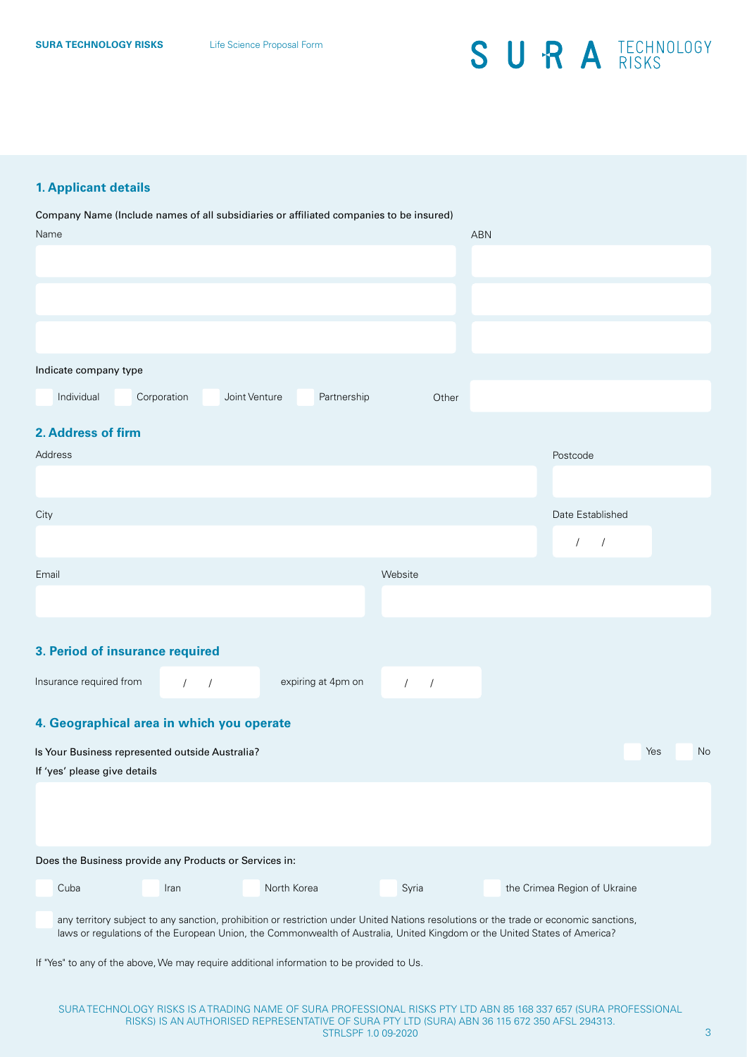## 1. Applicant details

Company Name (Include names of all subsidiaries or affiliated companies to be insured)

| Name | ABN |
|---|---|
| | |
| | |
| | |

Indicate company type

☐ Individual ☐ Corporation ☐ Joint Venture ☐ Partnership Other ____________

## 2. Address of firm

Address ____________ Postcode ____________

City ____________ Date Established / /

Email ____________ Website ____________

## 3. Period of insurance required

Insurance required from / / expiring at 4pm on / /

## 4. Geographical area in which you operate

Is Your Business represented outside Australia? ☐ Yes ☐ No

If 'yes' please give details

____________

Does the Business provide any Products or Services in:

☐ Cuba ☐ Iran ☐ North Korea ☐ Syria ☐ the Crimea Region of Ukraine

☐ any territory subject to any sanction, prohibition or restriction under United Nations resolutions or the trade or economic sanctions, laws or regulations of the European Union, the Commonwealth of Australia, United Kingdom or the United States of America?

If "Yes" to any of the above, We may require additional information to be provided to Us.

SURA TECHNOLOGY RISKS IS A TRADING NAME OF SURA PROFESSIONAL RISKS PTY LTD ABN 85 168 337 657 (SURA PROFESSIONAL RISKS) IS AN AUTHORISED REPRESENTATIVE OF SURA PTY LTD (SURA) ABN 36 115 672 350 AFSL 294313.
STRLSPF 1.0 09-2020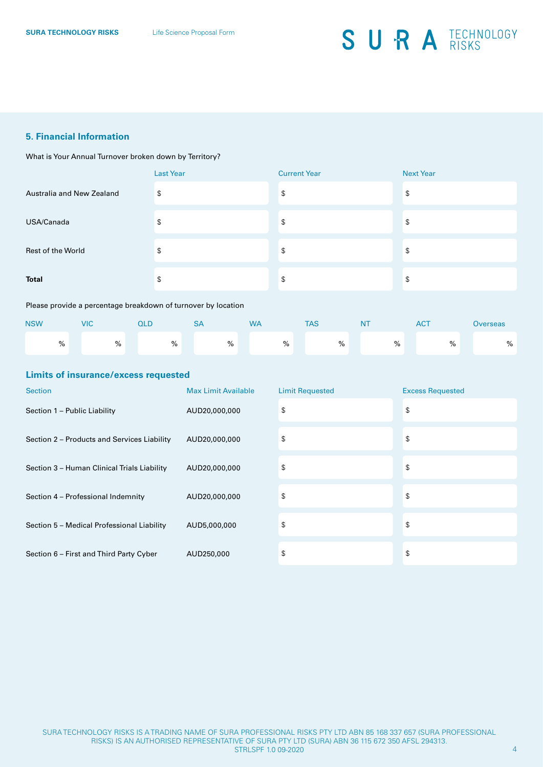## 5. Financial Information

What is Your Annual Turnover broken down by Territory?

| | Last Year | Current Year | Next Year |
|---|---|---|---|
| Australia and New Zealand | $ | $ | $ |
| USA/Canada | $ | $ | $ |
| Rest of the World | $ | $ | $ |
| **Total** | $ | $ | $ |

Please provide a percentage breakdown of turnover by location

| NSW | VIC | QLD | SA | WA | TAS | NT | ACT | Overseas |
|---|---|---|---|---|---|---|---|---|
| % | % | % | % | % | % | % | % | % |

## Limits of insurance/excess requested

| Section | Max Limit Available | Limit Requested | Excess Requested |
|---|---|---|---|
| Section 1 – Public Liability | AUD20,000,000 | $ | $ |
| Section 2 – Products and Services Liability | AUD20,000,000 | $ | $ |
| Section 3 – Human Clinical Trials Liability | AUD20,000,000 | $ | $ |
| Section 4 – Professional Indemnity | AUD20,000,000 | $ | $ |
| Section 5 – Medical Professional Liability | AUD5,000,000 | $ | $ |
| Section 6 – First and Third Party Cyber | AUD250,000 | $ | $ |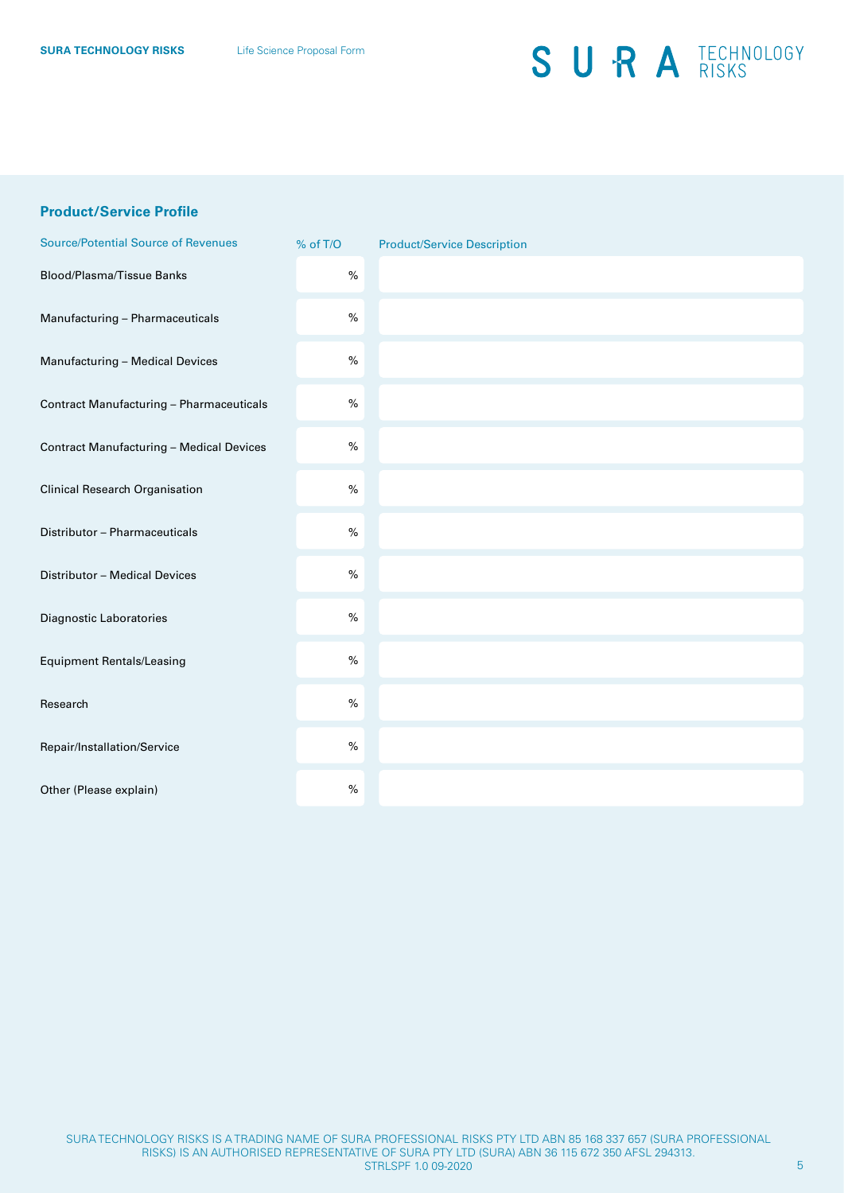## Product/Service Profile

| Source/Potential Source of Revenues | % of T/O | Product/Service Description |
| --- | --- | --- |
| Blood/Plasma/Tissue Banks | % | |
| Manufacturing – Pharmaceuticals | % | |
| Manufacturing – Medical Devices | % | |
| Contract Manufacturing – Pharmaceuticals | % | |
| Contract Manufacturing – Medical Devices | % | |
| Clinical Research Organisation | % | |
| Distributor – Pharmaceuticals | % | |
| Distributor – Medical Devices | % | |
| Diagnostic Laboratories | % | |
| Equipment Rentals/Leasing | % | |
| Research | % | |
| Repair/Installation/Service | % | |
| Other (Please explain) | % | |

SURA TECHNOLOGY RISKS IS A TRADING NAME OF SURA PROFESSIONAL RISKS PTY LTD ABN 85 168 337 657 (SURA PROFESSIONAL RISKS) IS AN AUTHORISED REPRESENTATIVE OF SURA PTY LTD (SURA) ABN 36 115 672 350 AFSL 294313.
STRLSPF 1.0 09-2020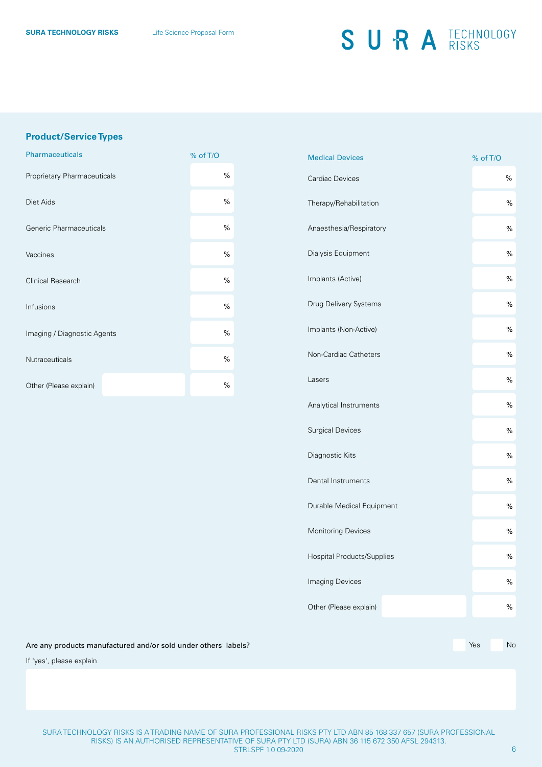## Product/Service Types

| Pharmaceuticals | % of T/O |
|---|---|
| Proprietary Pharmaceuticals | % |
| Diet Aids | % |
| Generic Pharmaceuticals | % |
| Vaccines | % |
| Clinical Research | % |
| Infusions | % |
| Imaging / Diagnostic Agents | % |
| Nutraceuticals | % |
| Other (Please explain) | % |

| Medical Devices | % of T/O |
|---|---|
| Cardiac Devices | % |
| Therapy/Rehabilitation | % |
| Anaesthesia/Respiratory | % |
| Dialysis Equipment | % |
| Implants (Active) | % |
| Drug Delivery Systems | % |
| Implants (Non-Active) | % |
| Non-Cardiac Catheters | % |
| Lasers | % |
| Analytical Instruments | % |
| Surgical Devices | % |
| Diagnostic Kits | % |
| Dental Instruments | % |
| Durable Medical Equipment | % |
| Monitoring Devices | % |
| Hospital Products/Supplies | % |
| Imaging Devices | % |
| Other (Please explain) | % |

Are any products manufactured and/or sold under others' labels? Yes / No

If 'yes', please explain

SURA TECHNOLOGY RISKS IS A TRADING NAME OF SURA PROFESSIONAL RISKS PTY LTD ABN 85 168 337 657 (SURA PROFESSIONAL RISKS) IS AN AUTHORISED REPRESENTATIVE OF SURA PTY LTD (SURA) ABN 36 115 672 350 AFSL 294313.
STRLSPF 1.0 09-2020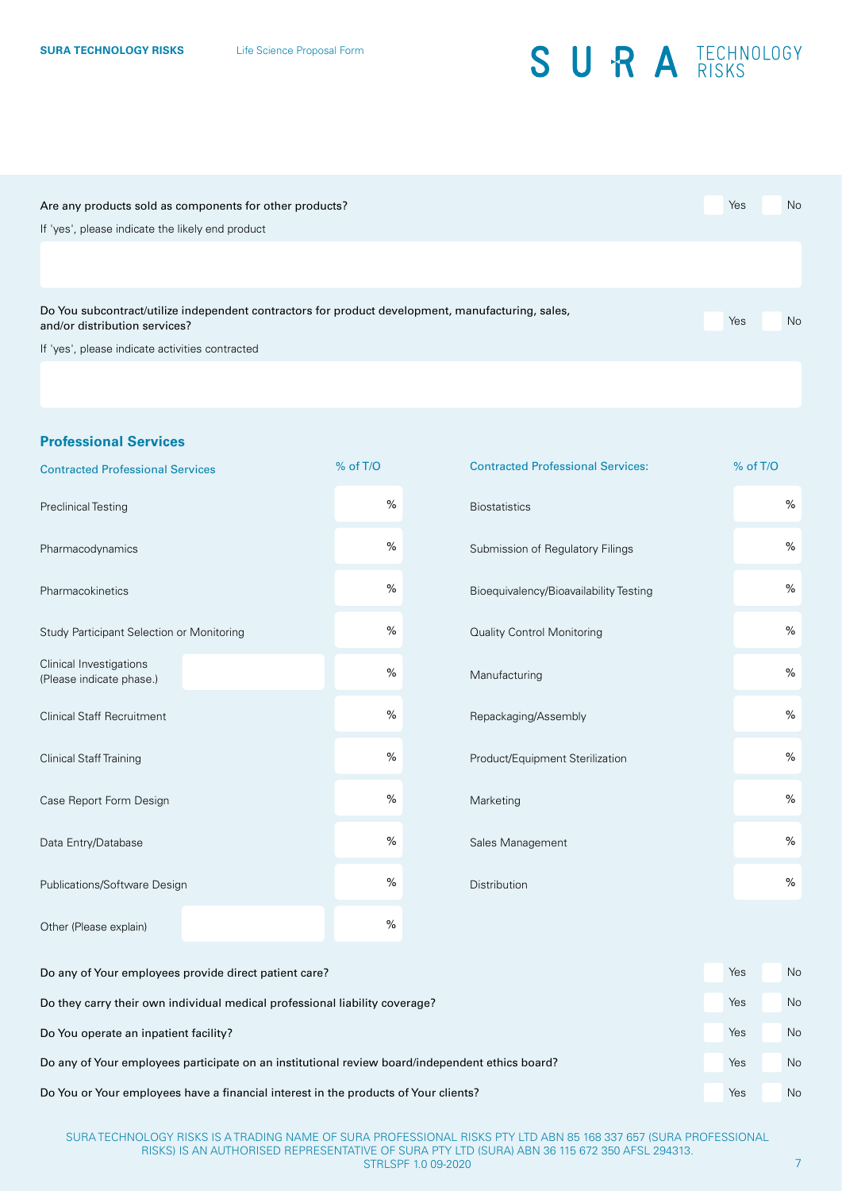Are any products sold as components for other products? ☐ Yes ☐ No

If 'yes', please indicate the likely end product

Do You subcontract/utilize independent contractors for product development, manufacturing, sales, and/or distribution services? ☐ Yes ☐ No

If 'yes', please indicate activities contracted

## Professional Services

| Contracted Professional Services | % of T/O | Contracted Professional Services: | % of T/O |
|---|---|---|---|
| Preclinical Testing | % | Biostatistics | % |
| Pharmacodynamics | % | Submission of Regulatory Filings | % |
| Pharmacokinetics | % | Bioequivalency/Bioavailability Testing | % |
| Study Participant Selection or Monitoring | % | Quality Control Monitoring | % |
| Clinical Investigations (Please indicate phase.) | % | Manufacturing | % |
| Clinical Staff Recruitment | % | Repackaging/Assembly | % |
| Clinical Staff Training | % | Product/Equipment Sterilization | % |
| Case Report Form Design | % | Marketing | % |
| Data Entry/Database | % | Sales Management | % |
| Publications/Software Design | % | Distribution | % |
| Other (Please explain) | % | | |

Do any of Your employees provide direct patient care? ☐ Yes ☐ No

Do they carry their own individual medical professional liability coverage? ☐ Yes ☐ No

Do You operate an inpatient facility? ☐ Yes ☐ No

Do any of Your employees participate on an institutional review board/independent ethics board? ☐ Yes ☐ No

Do You or Your employees have a financial interest in the products of Your clients? ☐ Yes ☐ No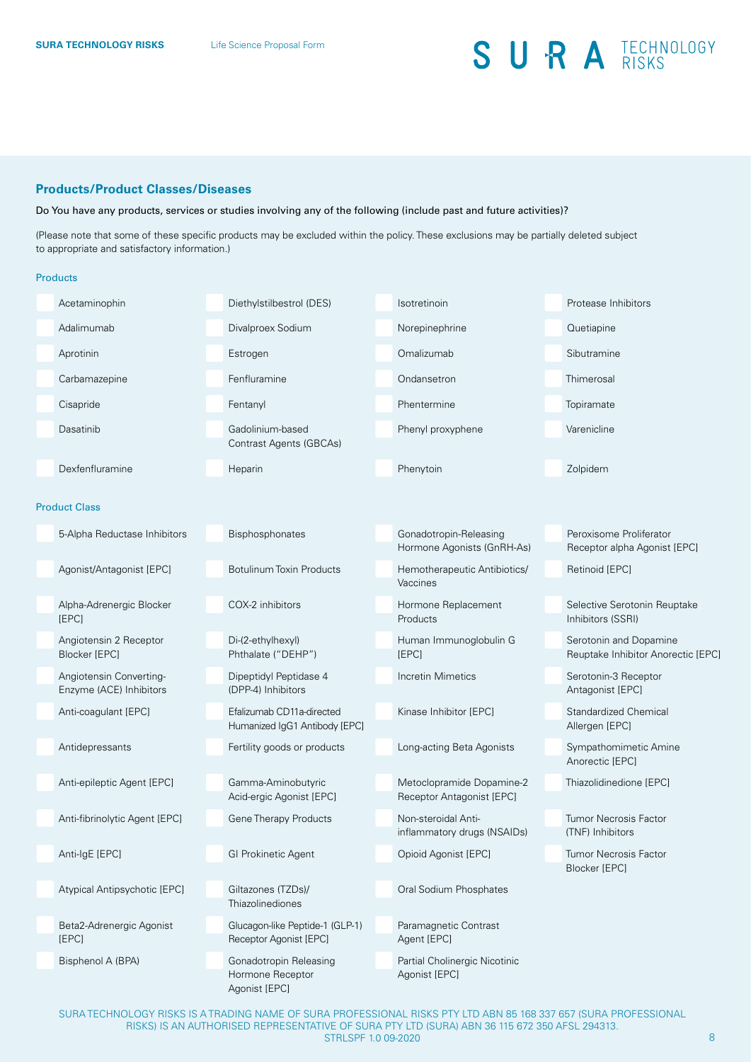## Products/Product Classes/Diseases

Do You have any products, services or studies involving any of the following (include past and future activities)?

(Please note that some of these specific products may be excluded within the policy. These exclusions may be partially deleted subject to appropriate and satisfactory information.)

### Products

| | | | |
|---|---|---|---|
| ☐ Acetaminophin | ☐ Diethylstilbestrol (DES) | ☐ Isotretinoin | ☐ Protease Inhibitors |
| ☐ Adalimumab | ☐ Divalproex Sodium | ☐ Norepinephrine | ☐ Quetiapine |
| ☐ Aprotinin | ☐ Estrogen | ☐ Omalizumab | ☐ Sibutramine |
| ☐ Carbamazepine | ☐ Fenfluramine | ☐ Ondansetron | ☐ Thimerosal |
| ☐ Cisapride | ☐ Fentanyl | ☐ Phentermine | ☐ Topiramate |
| ☐ Dasatinib | ☐ Gadolinium-based Contrast Agents (GBCAs) | ☐ Phenyl proxyphene | ☐ Varenicline |
| ☐ Dexfenfluramine | ☐ Heparin | ☐ Phenytoin | ☐ Zolpidem |

### Product Class

| | | | |
|---|---|---|---|
| ☐ 5-Alpha Reductase Inhibitors | ☐ Bisphosphonates | ☐ Gonadotropin-Releasing Hormone Agonists (GnRH-As) | ☐ Peroxisome Proliferator Receptor alpha Agonist [EPC] |
| ☐ Agonist/Antagonist [EPC] | ☐ Botulinum Toxin Products | ☐ Hemotherapeutic Antibiotics/ Vaccines | ☐ Retinoid [EPC] |
| ☐ Alpha-Adrenergic Blocker [EPC] | ☐ COX-2 inhibitors | ☐ Hormone Replacement Products | ☐ Selective Serotonin Reuptake Inhibitors (SSRI) |
| ☐ Angiotensin 2 Receptor Blocker [EPC] | ☐ Di-(2-ethylhexyl) Phthalate ("DEHP") | ☐ Human Immunoglobulin G [EPC] | ☐ Serotonin and Dopamine Reuptake Inhibitor Anorectic [EPC] |
| ☐ Angiotensin Converting-Enzyme (ACE) Inhibitors | ☐ Dipeptidyl Peptidase 4 (DPP-4) Inhibitors | ☐ Incretin Mimetics | ☐ Serotonin-3 Receptor Antagonist [EPC] |
| ☐ Anti-coagulant [EPC] | ☐ Efalizumab CD11a-directed Humanized IgG1 Antibody [EPC] | ☐ Kinase Inhibitor [EPC] | ☐ Standardized Chemical Allergen [EPC] |
| ☐ Antidepressants | ☐ Fertility goods or products | ☐ Long-acting Beta Agonists | ☐ Sympathomimetic Amine Anorectic [EPC] |
| ☐ Anti-epileptic Agent [EPC] | ☐ Gamma-Aminobutyric Acid-ergic Agonist [EPC] | ☐ Metoclopramide Dopamine-2 Receptor Antagonist [EPC] | ☐ Thiazolidinedione [EPC] |
| ☐ Anti-fibrinolytic Agent [EPC] | ☐ Gene Therapy Products | ☐ Non-steroidal Anti-inflammatory drugs (NSAIDs) | ☐ Tumor Necrosis Factor (TNF) Inhibitors |
| ☐ Anti-IgE [EPC] | ☐ GI Prokinetic Agent | ☐ Opioid Agonist [EPC] | ☐ Tumor Necrosis Factor Blocker [EPC] |
| ☐ Atypical Antipsychotic [EPC] | ☐ Giltazones (TZDs)/ Thiazolinediones | ☐ Oral Sodium Phosphates | |
| ☐ Beta2-Adrenergic Agonist [EPC] | ☐ Glucagon-like Peptide-1 (GLP-1) Receptor Agonist [EPC] | ☐ Paramagnetic Contrast Agent [EPC] | |
| ☐ Bisphenol A (BPA) | ☐ Gonadotropin Releasing Hormone Receptor Agonist [EPC] | ☐ Partial Cholinergic Nicotinic Agonist [EPC] | |

SURA TECHNOLOGY RISKS IS A TRADING NAME OF SURA PROFESSIONAL RISKS PTY LTD ABN 85 168 337 657 (SURA PROFESSIONAL RISKS) IS AN AUTHORISED REPRESENTATIVE OF SURA PTY LTD (SURA) ABN 36 115 672 350 AFSL 294313.
STRLSPF 1.0 09-2020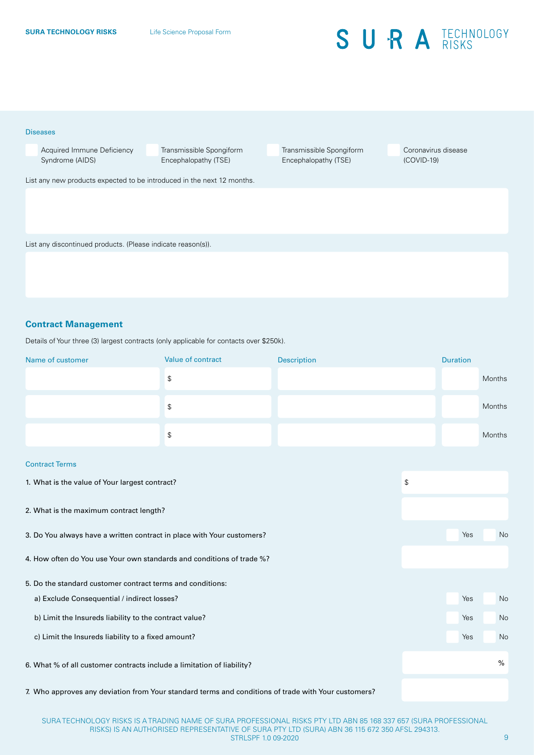Diseases

- [ ] Acquired Immune Deficiency Syndrome (AIDS)
- [ ] Transmissible Spongiform Encephalopathy (TSE)
- [ ] Transmissible Spongiform Encephalopathy (TSE)
- [ ] Coronavirus disease (COVID-19)

List any new products expected to be introduced in the next 12 months.

List any discontinued products. (Please indicate reason(s)).

## Contract Management

Details of Your three (3) largest contracts (only applicable for contacts over $250k).

| Name of customer | Value of contract | Description | Duration |
| --- | --- | --- | --- |
| | $ | | Months |
| | $ | | Months |
| | $ | | Months |

Contract Terms

1. What is the value of Your largest contract? $
2. What is the maximum contract length?
3. Do You always have a written contract in place with Your customers? Yes / No
4. How often do You use Your own standards and conditions of trade %?
5. Do the standard customer contract terms and conditions:
   a) Exclude Consequential / indirect losses? Yes / No
   b) Limit the Insureds liability to the contract value? Yes / No
   c) Limit the Insureds liability to a fixed amount? Yes / No
6. What % of all customer contracts include a limitation of liability? %
7. Who approves any deviation from Your standard terms and conditions of trade with Your customers?

SURA TECHNOLOGY RISKS IS A TRADING NAME OF SURA PROFESSIONAL RISKS PTY LTD ABN 85 168 337 657 (SURA PROFESSIONAL RISKS) IS AN AUTHORISED REPRESENTATIVE OF SURA PTY LTD (SURA) ABN 36 115 672 350 AFSL 294313.
STRLSPF 1.0 09-2020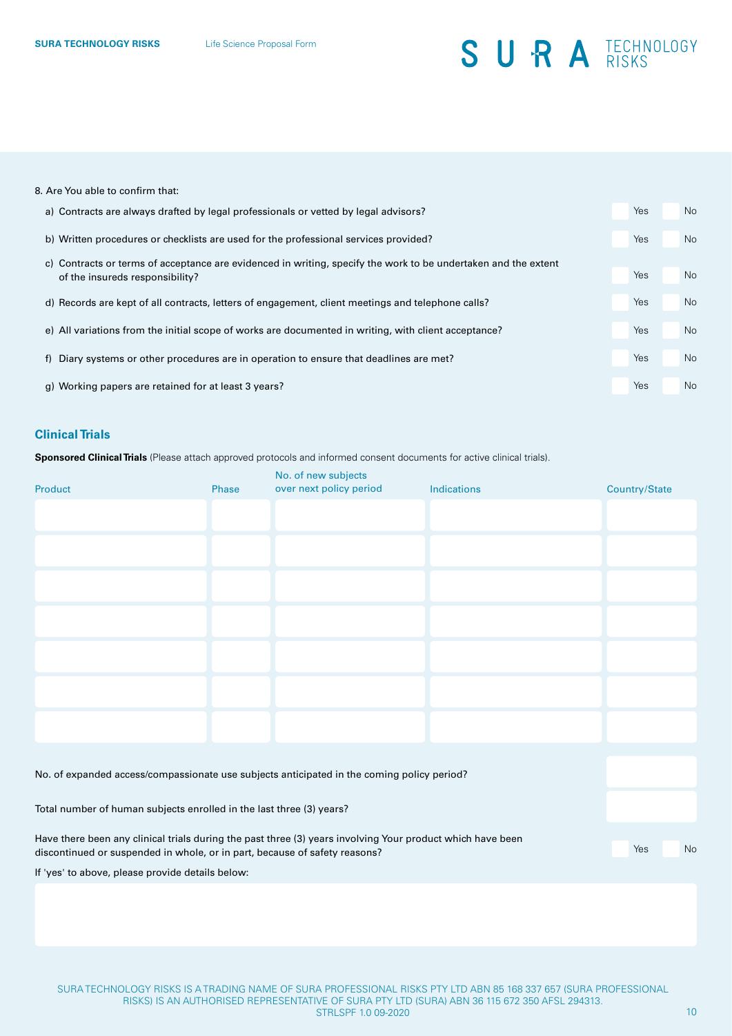8. Are You able to confirm that:

a) Contracts are always drafted by legal professionals or vetted by legal advisors? Yes No

b) Written procedures or checklists are used for the professional services provided? Yes No

c) Contracts or terms of acceptance are evidenced in writing, specify the work to be undertaken and the extent of the insureds responsibility? Yes No

d) Records are kept of all contracts, letters of engagement, client meetings and telephone calls? Yes No

e) All variations from the initial scope of works are documented in writing, with client acceptance? Yes No

f) Diary systems or other procedures are in operation to ensure that deadlines are met? Yes No

g) Working papers are retained for at least 3 years? Yes No

## Clinical Trials

**Sponsored Clinical Trials** (Please attach approved protocols and informed consent documents for active clinical trials).

| Product | Phase | No. of new subjects over next policy period | Indications | Country/State |
|---|---|---|---|---|
| | | | | |
| | | | | |
| | | | | |
| | | | | |
| | | | | |
| | | | | |
| | | | | |

No. of expanded access/compassionate use subjects anticipated in the coming policy period?

Total number of human subjects enrolled in the last three (3) years?

Have there been any clinical trials during the past three (3) years involving Your product which have been discontinued or suspended in whole, or in part, because of safety reasons? Yes No

If 'yes' to above, please provide details below:

SURA TECHNOLOGY RISKS IS A TRADING NAME OF SURA PROFESSIONAL RISKS PTY LTD ABN 85 168 337 657 (SURA PROFESSIONAL RISKS) IS AN AUTHORISED REPRESENTATIVE OF SURA PTY LTD (SURA) ABN 36 115 672 350 AFSL 294313.
STRLSPF 1.0 09-2020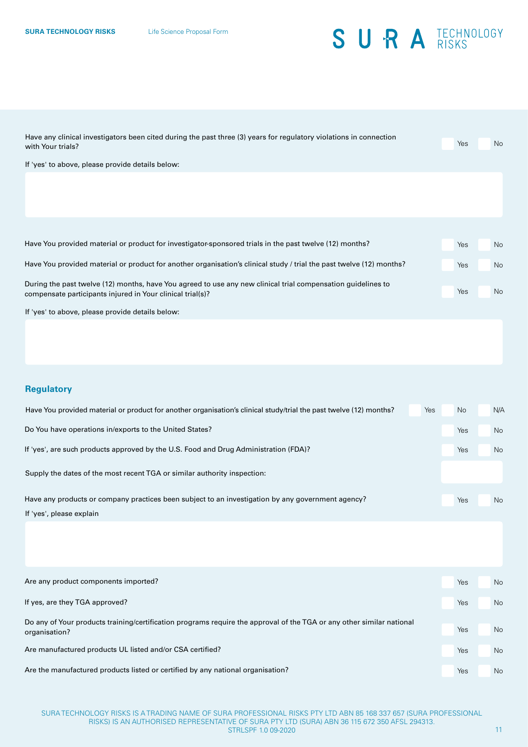Have any clinical investigators been cited during the past three (3) years for regulatory violations in connection with Your trials? ☐ Yes ☐ No

If 'yes' to above, please provide details below:

&nbsp;

Have You provided material or product for investigator-sponsored trials in the past twelve (12) months? ☐ Yes ☐ No

Have You provided material or product for another organisation's clinical study / trial the past twelve (12) months? ☐ Yes ☐ No

During the past twelve (12) months, have You agreed to use any new clinical trial compensation guidelines to compensate participants injured in Your clinical trial(s)? ☐ Yes ☐ No

If 'yes' to above, please provide details below:

&nbsp;

## Regulatory

Have You provided material or product for another organisation's clinical study/trial the past twelve (12) months? ☐ Yes ☐ No ☐ N/A

Do You have operations in/exports to the United States? ☐ Yes ☐ No

If 'yes', are such products approved by the U.S. Food and Drug Administration (FDA)? ☐ Yes ☐ No

Supply the dates of the most recent TGA or similar authority inspection:

Have any products or company practices been subject to an investigation by any government agency? ☐ Yes ☐ No

If 'yes', please explain

&nbsp;

Are any product components imported? ☐ Yes ☐ No

If yes, are they TGA approved? ☐ Yes ☐ No

Do any of Your products training/certification programs require the approval of the TGA or any other similar national organisation? ☐ Yes ☐ No

Are manufactured products UL listed and/or CSA certified? ☐ Yes ☐ No

Are the manufactured products listed or certified by any national organisation? ☐ Yes ☐ No

SURA TECHNOLOGY RISKS IS A TRADING NAME OF SURA PROFESSIONAL RISKS PTY LTD ABN 85 168 337 657 (SURA PROFESSIONAL RISKS) IS AN AUTHORISED REPRESENTATIVE OF SURA PTY LTD (SURA) ABN 36 115 672 350 AFSL 294313.
STRLSPF 1.0 09-2020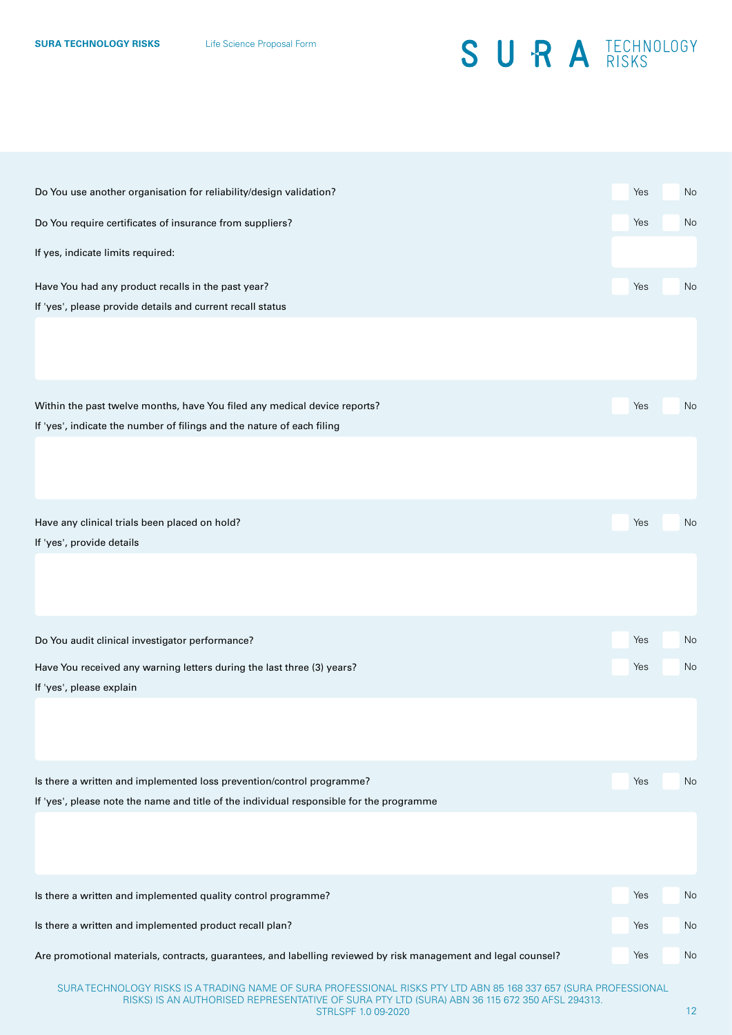Do You use another organisation for reliability/design validation? ☐ Yes ☐ No

Do You require certificates of insurance from suppliers? ☐ Yes ☐ No

If yes, indicate limits required:

Have You had any product recalls in the past year? ☐ Yes ☐ No

If 'yes', please provide details and current recall status

Within the past twelve months, have You filed any medical device reports? ☐ Yes ☐ No

If 'yes', indicate the number of filings and the nature of each filing

Have any clinical trials been placed on hold? ☐ Yes ☐ No

If 'yes', provide details

Do You audit clinical investigator performance? ☐ Yes ☐ No

Have You received any warning letters during the last three (3) years? ☐ Yes ☐ No

If 'yes', please explain

Is there a written and implemented loss prevention/control programme? ☐ Yes ☐ No

If 'yes', please note the name and title of the individual responsible for the programme

Is there a written and implemented quality control programme? ☐ Yes ☐ No

Is there a written and implemented product recall plan? ☐ Yes ☐ No

Are promotional materials, contracts, guarantees, and labelling reviewed by risk management and legal counsel? ☐ Yes ☐ No

SURA TECHNOLOGY RISKS IS A TRADING NAME OF SURA PROFESSIONAL RISKS PTY LTD ABN 85 168 337 657 (SURA PROFESSIONAL RISKS) IS AN AUTHORISED REPRESENTATIVE OF SURA PTY LTD (SURA) ABN 36 115 672 350 AFSL 294313.
STRLSPF 1.0 09-2020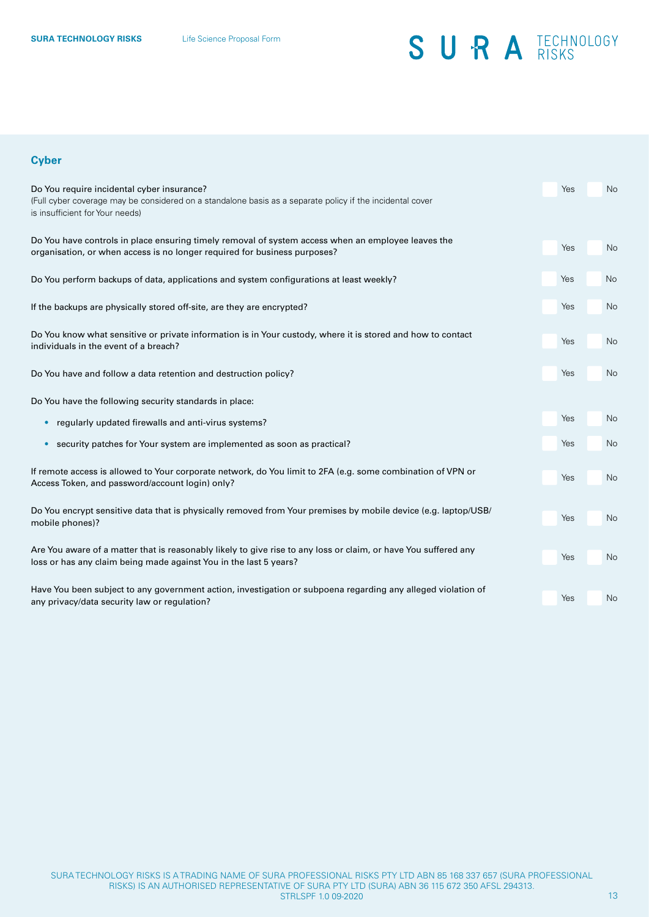## Cyber

Do You require incidental cyber insurance? Yes No
(Full cyber coverage may be considered on a standalone basis as a separate policy if the incidental cover is insufficient for Your needs)

Do You have controls in place ensuring timely removal of system access when an employee leaves the organisation, or when access is no longer required for business purposes? Yes No

Do You perform backups of data, applications and system configurations at least weekly? Yes No

If the backups are physically stored off-site, are they are encrypted? Yes No

Do You know what sensitive or private information is in Your custody, where it is stored and how to contact individuals in the event of a breach? Yes No

Do You have and follow a data retention and destruction policy? Yes No

Do You have the following security standards in place:

- regularly updated firewalls and anti-virus systems? Yes No
- security patches for Your system are implemented as soon as practical? Yes No

If remote access is allowed to Your corporate network, do You limit to 2FA (e.g. some combination of VPN or Access Token, and password/account login) only? Yes No

Do You encrypt sensitive data that is physically removed from Your premises by mobile device (e.g. laptop/USB/mobile phones)? Yes No

Are You aware of a matter that is reasonably likely to give rise to any loss or claim, or have You suffered any loss or has any claim being made against You in the last 5 years? Yes No

Have You been subject to any government action, investigation or subpoena regarding any alleged violation of any privacy/data security law or regulation? Yes No

SURA TECHNOLOGY RISKS IS A TRADING NAME OF SURA PROFESSIONAL RISKS PTY LTD ABN 85 168 337 657 (SURA PROFESSIONAL RISKS) IS AN AUTHORISED REPRESENTATIVE OF SURA PTY LTD (SURA) ABN 36 115 672 350 AFSL 294313.
STRLSPF 1.0 09-2020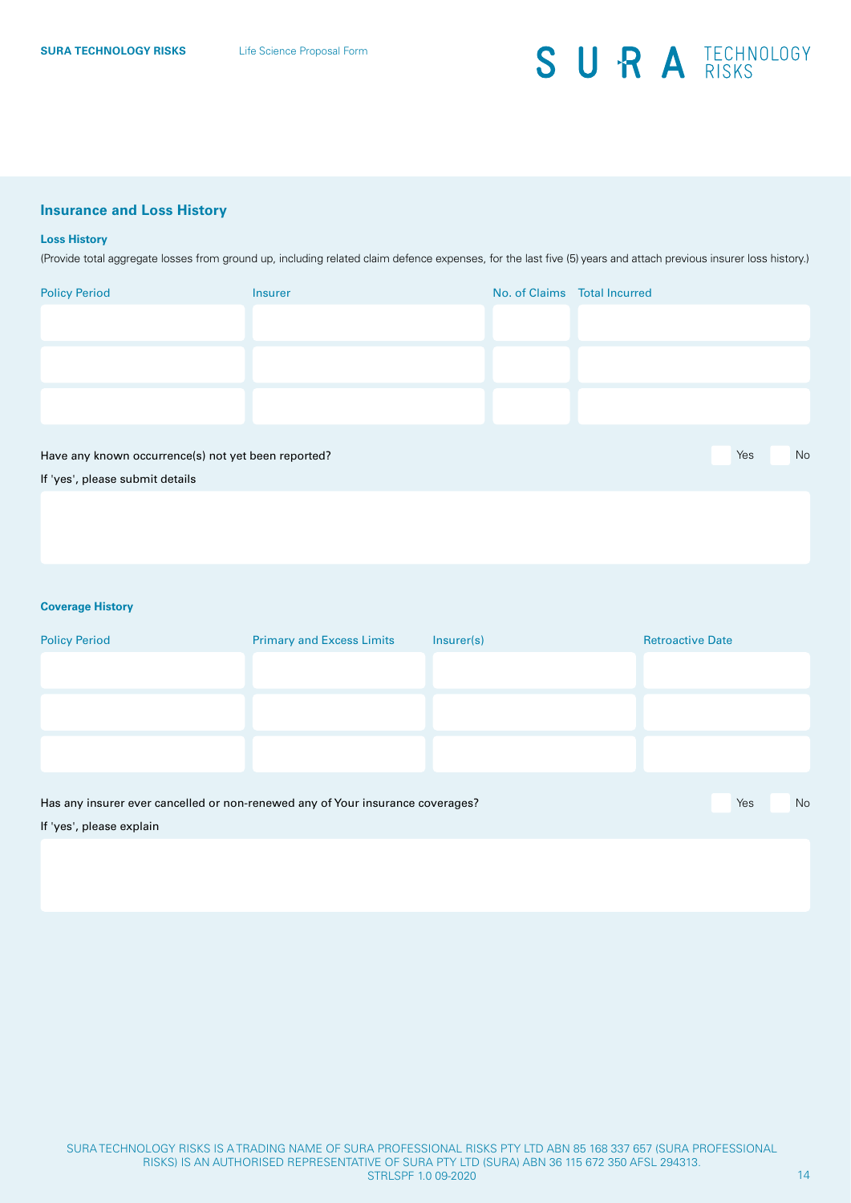## Insurance and Loss History

### Loss History

(Provide total aggregate losses from ground up, including related claim defence expenses, for the last five (5) years and attach previous insurer loss history.)

| Policy Period | Insurer | No. of Claims | Total Incurred |
|---|---|---|---|
| | | | |
| | | | |
| | | | |

Have any known occurrence(s) not yet been reported? ☐ Yes ☐ No

If 'yes', please submit details

### Coverage History

| Policy Period | Primary and Excess Limits | Insurer(s) | Retroactive Date |
|---|---|---|---|
| | | | |
| | | | |
| | | | |

Has any insurer ever cancelled or non-renewed any of Your insurance coverages? ☐ Yes ☐ No

If 'yes', please explain

SURA TECHNOLOGY RISKS IS A TRADING NAME OF SURA PROFESSIONAL RISKS PTY LTD ABN 85 168 337 657 (SURA PROFESSIONAL RISKS) IS AN AUTHORISED REPRESENTATIVE OF SURA PTY LTD (SURA) ABN 36 115 672 350 AFSL 294313.
STRLSPF 1.0 09-2020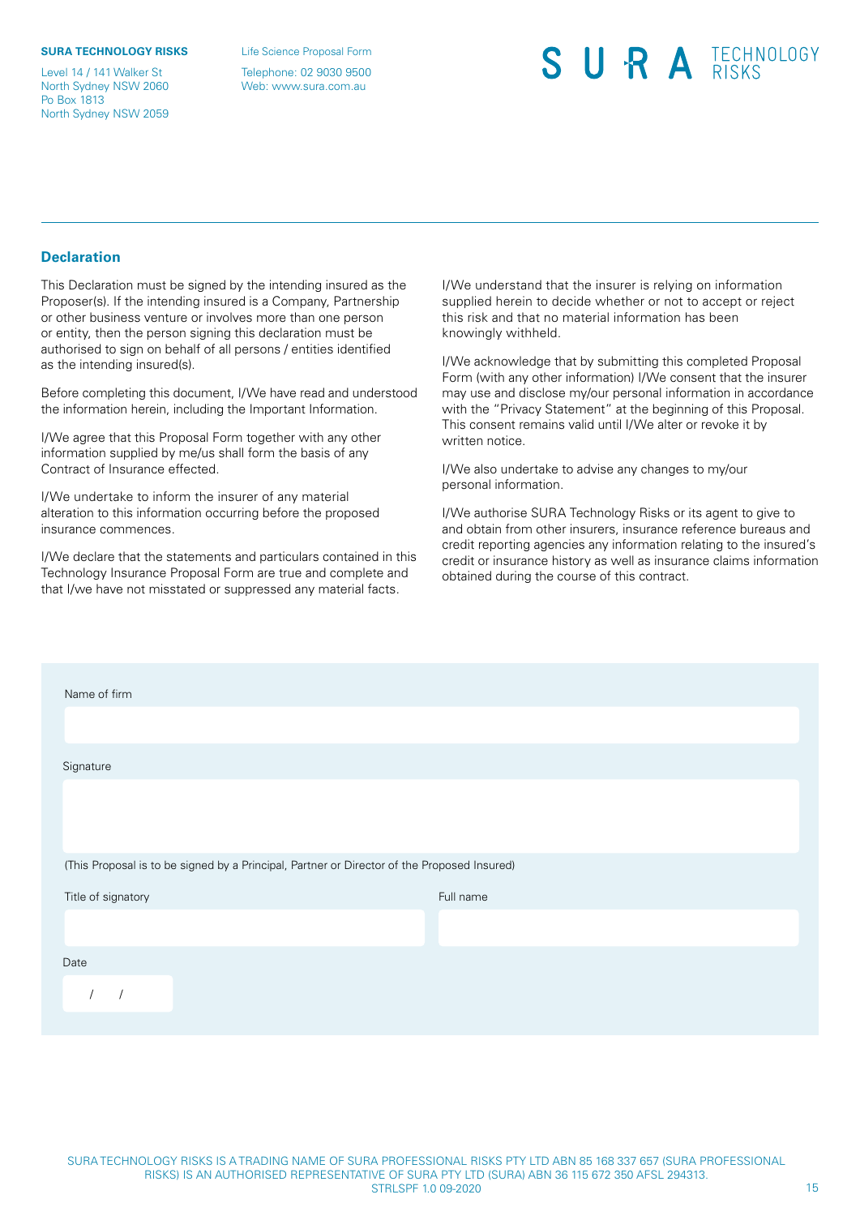**SURA TECHNOLOGY RISKS**

Level 14 / 141 Walker St
North Sydney NSW 2060
Po Box 1813
North Sydney NSW 2059

Life Science Proposal Form

Telephone: 02 9030 9500
Web: www.sura.com.au

SURA TECHNOLOGY RISKS

## Declaration

This Declaration must be signed by the intending insured as the Proposer(s). If the intending insured is a Company, Partnership or other business venture or involves more than one person or entity, then the person signing this declaration must be authorised to sign on behalf of all persons / entities identified as the intending insured(s).

Before completing this document, I/We have read and understood the information herein, including the Important Information.

I/We agree that this Proposal Form together with any other information supplied by me/us shall form the basis of any Contract of Insurance effected.

I/We undertake to inform the insurer of any material alteration to this information occurring before the proposed insurance commences.

I/We declare that the statements and particulars contained in this Technology Insurance Proposal Form are true and complete and that I/we have not misstated or suppressed any material facts.

I/We understand that the insurer is relying on information supplied herein to decide whether or not to accept or reject this risk and that no material information has been knowingly withheld.

I/We acknowledge that by submitting this completed Proposal Form (with any other information) I/We consent that the insurer may use and disclose my/our personal information in accordance with the "Privacy Statement" at the beginning of this Proposal. This consent remains valid until I/We alter or revoke it by written notice.

I/We also undertake to advise any changes to my/our personal information.

I/We authorise SURA Technology Risks or its agent to give to and obtain from other insurers, insurance reference bureaus and credit reporting agencies any information relating to the insured's credit or insurance history as well as insurance claims information obtained during the course of this contract.

Name of firm

Signature

(This Proposal is to be signed by a Principal, Partner or Director of the Proposed Insured)

Title of signatory

Full name

Date

/ /

SURA TECHNOLOGY RISKS IS A TRADING NAME OF SURA PROFESSIONAL RISKS PTY LTD ABN 85 168 337 657 (SURA PROFESSIONAL RISKS) IS AN AUTHORISED REPRESENTATIVE OF SURA PTY LTD (SURA) ABN 36 115 672 350 AFSL 294313.
STRLSPF 1.0 09-2020